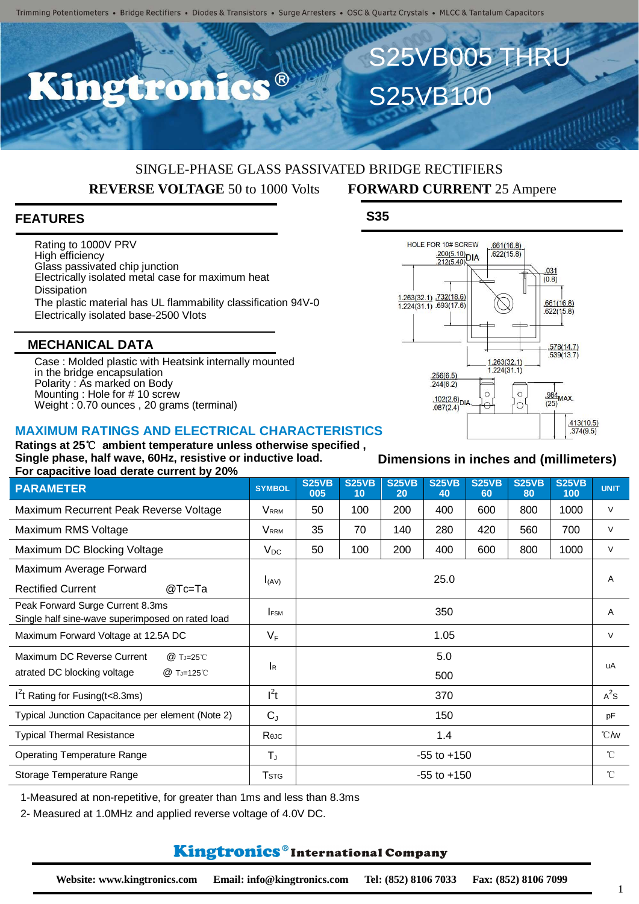# Kingtronics®

# S25VB005 THRU S25VB100

SINGLE-PHASE GLASS PASSIVATED BRIDGE RECTIFIERS

**REVERSE VOLTAGE** 50 to 1000 Volts **FORWARD CURRENT** 25 Ampere

## FEATURES

Rating to 1000V PRV
High efficiency
Glass passivated chip junction
Electrically isolated metal case for maximum heat
Dissipation
The plastic material has UL flammability classification 94V-0
Electrically isolated base-2500 Vlots

## MECHANICAL DATA

Case : Molded plastic with Heatsink internally mounted
in the bridge encapsulation
Polarity : As marked on Body
Mounting : Hole for # 10 screw
Weight : 0.70 ounces , 20 grams (terminal)

## S35

HOLE FOR 10# SCREW .200(5.10) .212(5.40) DIA
.661(16.8) .622(15.8)
.031 (0.8)
1.263(32.1) 1.224(31.1) .732(18.6) .693(17.6)
.661(16.8) .622(15.8)
.578(14.7) .539(13.7)
1.263(32.1) 1.224(31.1)
.256(6.5) .244(6.2)
.102(2.6) .087(2.4) DIA
.984 (25) MAX.
.413(10.5) .374(9.5)

Dimensions in inches and (millimeters)

## MAXIMUM RATINGS AND ELECTRICAL CHARACTERISTICS

**Ratings at 25℃ ambient temperature unless otherwise specified ,**
**Single phase, half wave, 60Hz, resistive or inductive load.**
**For capacitive load derate current by 20%**

| PARAMETER | SYMBOL | S25VB 005 | S25VB 10 | S25VB 20 | S25VB 40 | S25VB 60 | S25VB 80 | S25VB 100 | UNIT |
|---|---|---|---|---|---|---|---|---|---|
| Maximum Recurrent Peak Reverse Voltage | $V_{RRM}$ | 50 | 100 | 200 | 400 | 600 | 800 | 1000 | V |
| Maximum RMS Voltage | $V_{RRM}$ | 35 | 70 | 140 | 280 | 420 | 560 | 700 | V |
| Maximum DC Blocking Voltage | $V_{DC}$ | 50 | 100 | 200 | 400 | 600 | 800 | 1000 | V |
| Maximum Average Forward Rectified Current @Tc=Ta | $I_{(AV)}$ | 25.0 | | | | | | | A |
| Peak Forward Surge Current 8.3ms Single half sine-wave superimposed on rated load | $I_{FSM}$ | 350 | | | | | | | A |
| Maximum Forward Voltage at 12.5A DC | $V_F$ | 1.05 | | | | | | | V |
| Maximum DC Reverse Current @ $T_J$=25℃ atrated DC blocking voltage @ $T_J$=125℃ | $I_R$ | 5.0 / 500 | | | | | | | uA |
| $I^2t$ Rating for Fusing(t<8.3ms) | $I^2t$ | 370 | | | | | | | $A^2S$ |
| Typical Junction Capacitance per element (Note 2) | $C_J$ | 150 | | | | | | | pF |
| Typical Thermal Resistance | $R_{\theta JC}$ | 1.4 | | | | | | | ℃/W |
| Operating Temperature Range | $T_J$ | -55 to +150 | | | | | | | ℃ |
| Storage Temperature Range | $T_{STG}$ | -55 to +150 | | | | | | | ℃ |

1-Measured at non-repetitive, for greater than 1ms and less than 8.3ms

2- Measured at 1.0MHz and applied reverse voltage of 4.0V DC.

**Kingtronics® International Company**

**Website: www.kingtronics.com Email: info@kingtronics.com Tel: (852) 8106 7033 Fax: (852) 8106 7099**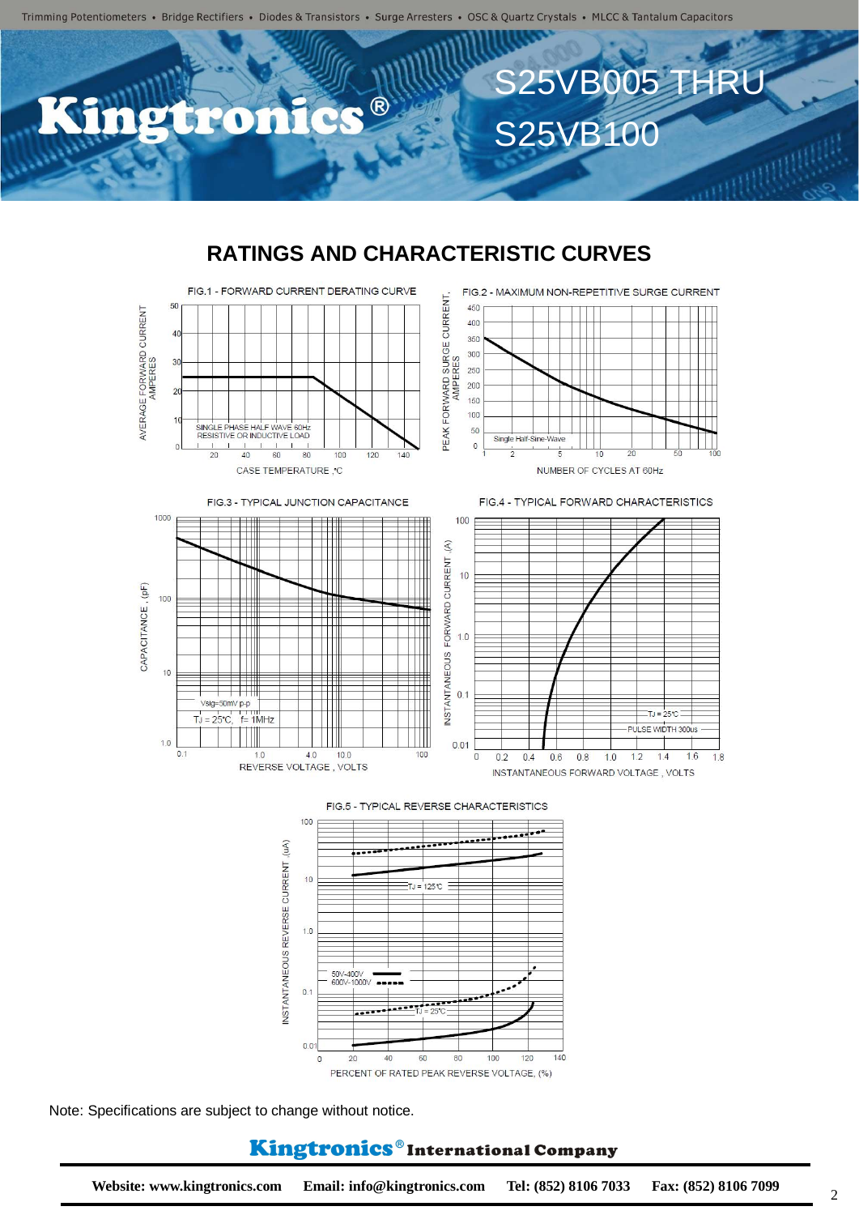Trimming Potentiometers • Bridge Rectifiers • Diodes & Transistors • Surge Arresters • OSC & Quartz Crystals • MLCC & Tantalum Capacitors

# Kingtronics®

S25VB005 THRU S25VB100

## RATINGS AND CHARACTERISTIC CURVES

FIG.1 - FORWARD CURRENT DERATING CURVE

AVERAGE FORWARD CURRENT AMPERES

50
40
30
20
10
0

SINGLE PHASE HALF WAVE 60Hz
RESISTIVE OR INDUCTIVE LOAD

20 40 60 80 100 120 140

CASE TEMPERATURE ,°C

FIG.2 - MAXIMUM NON-REPETITIVE SURGE CURRENT

PEAK FORWARD SURGE CURRENT, AMPERES

450
400
350
300
250
200
150
100
50
0

Single Half-Sine-Wave

1 2 5 10 20 50 100

NUMBER OF CYCLES AT 60Hz

FIG.3 - TYPICAL JUNCTION CAPACITANCE

CAPACITANCE , (pF)

1000
100
10
1.0

Vsig=50mV p-p
TJ = 25°C, f= 1MHz

0.1 1.0 4.0 10.0 100

REVERSE VOLTAGE , VOLTS

FIG.4 - TYPICAL FORWARD CHARACTERISTICS

INSTANTANEOUS FORWARD CURRENT ,(A)

100
10
1.0
0.1
0.01

TJ = 25°C
PULSE WIDTH 300us

0 0.2 0.4 0.6 0.8 1.0 1.2 1.4 1.6 1.8

INSTANTANEOUS FORWARD VOLTAGE , VOLTS

FIG.5 - TYPICAL REVERSE CHARACTERISTICS

INSTANTANEOUS REVERSE CURRENT ,(uA)

100
10
1.0
0.1
0.01

TJ = 125°C

50V-400V
600V-1000V

TJ = 25°C

0 20 40 60 80 100 120 140

PERCENT OF RATED PEAK REVERSE VOLTAGE, (%)

Note: Specifications are subject to change without notice.

**Kingtronics® International Company**

**Website: www.kingtronics.com Email: info@kingtronics.com Tel: (852) 8106 7033 Fax: (852) 8106 7099**